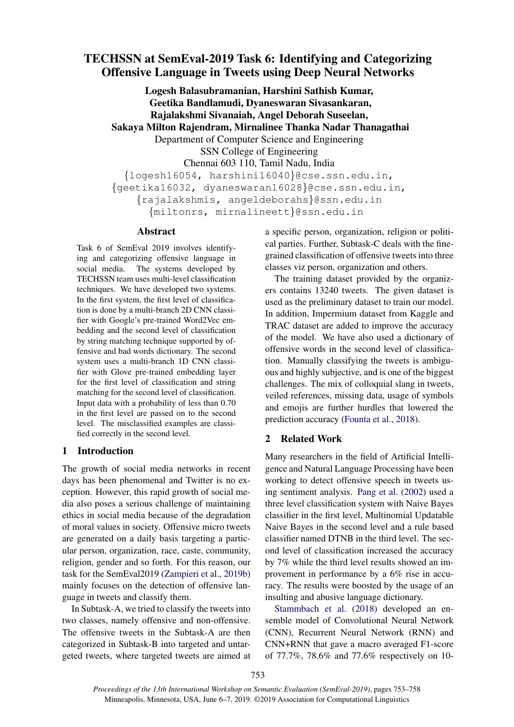# TECHSSN at SemEval-2019 Task 6: Identifying and Categorizing Offensive Language in Tweets using Deep Neural Networks

**Logesh Balasubramanian, Harshini Sathish Kumar, Geetika Bandlamudi, Dyaneswaran Sivasankaran, Rajalakshmi Sivanaiah, Angel Deborah Suseelan, Sakaya Milton Rajendram, Mirnalinee Thanka Nadar Thanagathai**

Department of Computer Science and Engineering
SSN College of Engineering
Chennai 603 110, Tamil Nadu, India

{logesh16054, harshini16040}@cse.ssn.edu.in,
{geetika16032, dyaneswaran16028}@cse.ssn.edu.in,
{rajalakshmis, angeldeborahs}@ssn.edu.in
{miltonrs, mirnalineett}@ssn.edu.in

## Abstract

Task 6 of SemEval 2019 involves identifying and categorizing offensive language in social media. The systems developed by TECHSSN team uses multi-level classification techniques. We have developed two systems. In the first system, the first level of classification is done by a multi-branch 2D CNN classifier with Google's pre-trained Word2Vec embedding and the second level of classification by string matching technique supported by offensive and bad words dictionary. The second system uses a multi-branch 1D CNN classifier with Glove pre-trained embedding layer for the first level of classification and string matching for the second level of classification. Input data with a probability of less than 0.70 in the first level are passed on to the second level. The misclassified examples are classified correctly in the second level.

## 1 Introduction

The growth of social media networks in recent days has been phenomenal and Twitter is no exception. However, this rapid growth of social media also poses a serious challenge of maintaining ethics in social media because of the degradation of moral values in society. Offensive micro tweets are generated on a daily basis targeting a particular person, organization, race, caste, community, religion, gender and so forth. For this reason, our task for the SemEval2019 (Zampieri et al., 2019b) mainly focuses on the detection of offensive language in tweets and classify them.

In Subtask-A, we tried to classify the tweets into two classes, namely offensive and non-offensive. The offensive tweets in the Subtask-A are then categorized in Subtask-B into targeted and untargeted tweets, where targeted tweets are aimed at a specific person, organization, religion or political parties. Further, Subtask-C deals with the fine-grained classification of offensive tweets into three classes viz person, organization and others.

The training dataset provided by the organizers contains 13240 tweets. The given dataset is used as the preliminary dataset to train our model. In addition, Impermium dataset from Kaggle and TRAC dataset are added to improve the accuracy of the model. We have also used a dictionary of offensive words in the second level of classification. Manually classifying the tweets is ambiguous and highly subjective, and is one of the biggest challenges. The mix of colloquial slang in tweets, veiled references, missing data, usage of symbols and emojis are further hurdles that lowered the prediction accuracy (Founta et al., 2018).

## 2 Related Work

Many researchers in the field of Artificial Intelligence and Natural Language Processing have been working to detect offensive speech in tweets using sentiment analysis. Pang et al. (2002) used a three level classification system with Naive Bayes classifier in the first level, Multinomial Updatable Naive Bayes in the second level and a rule based classifier named DTNB in the third level. The second level of classification increased the accuracy by 7% while the third level results showed an improvement in performance by a 6% rise in accuracy. The results were boosted by the usage of an insulting and abusive language dictionary.

Stammbach et al. (2018) developed an ensemble model of Convolutional Neural Network (CNN), Recurrent Neural Network (RNN) and CNN+RNN that gave a macro averaged F1-score of 77.7%, 78.6% and 77.6% respectively on 10-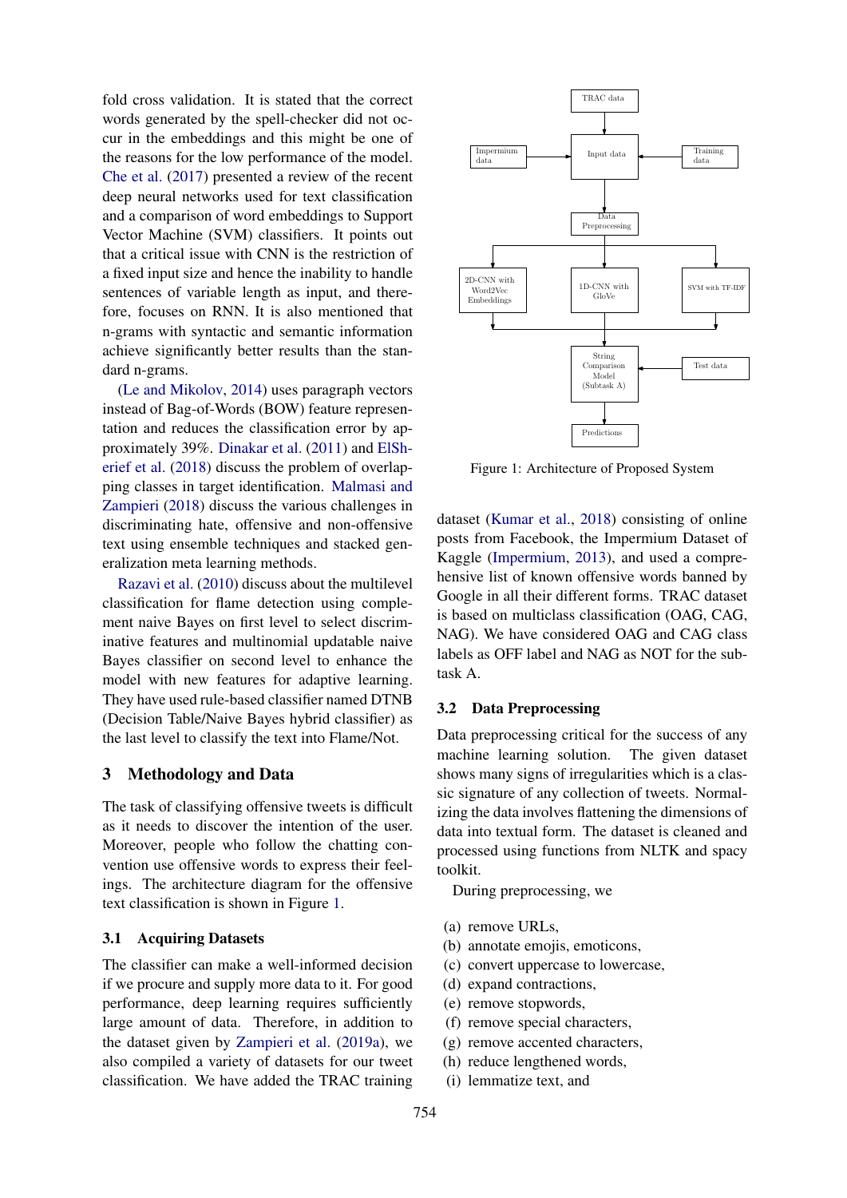fold cross validation. It is stated that the correct words generated by the spell-checker did not occur in the embeddings and this might be one of the reasons for the low performance of the model. Che et al. (2017) presented a review of the recent deep neural networks used for text classification and a comparison of word embeddings to Support Vector Machine (SVM) classifiers. It points out that a critical issue with CNN is the restriction of a fixed input size and hence the inability to handle sentences of variable length as input, and therefore, focuses on RNN. It is also mentioned that n-grams with syntactic and semantic information achieve significantly better results than the standard n-grams.

(Le and Mikolov, 2014) uses paragraph vectors instead of Bag-of-Words (BOW) feature representation and reduces the classification error by approximately 39%. Dinakar et al. (2011) and ElSherief et al. (2018) discuss the problem of overlapping classes in target identification. Malmasi and Zampieri (2018) discuss the various challenges in discriminating hate, offensive and non-offensive text using ensemble techniques and stacked generalization meta learning methods.

Razavi et al. (2010) discuss about the multilevel classification for flame detection using complement naive Bayes on first level to select discriminative features and multinomial updatable naive Bayes classifier on second level to enhance the model with new features for adaptive learning. They have used rule-based classifier named DTNB (Decision Table/Naive Bayes hybrid classifier) as the last level to classify the text into Flame/Not.

## 3 Methodology and Data

The task of classifying offensive tweets is difficult as it needs to discover the intention of the user. Moreover, people who follow the chatting convention use offensive words to express their feelings. The architecture diagram for the offensive text classification is shown in Figure 1.

### 3.1 Acquiring Datasets

The classifier can make a well-informed decision if we procure and supply more data to it. For good performance, deep learning requires sufficiently large amount of data. Therefore, in addition to the dataset given by Zampieri et al. (2019a), we also compiled a variety of datasets for our tweet classification. We have added the TRAC training dataset (Kumar et al., 2018) consisting of online posts from Facebook, the Impermium Dataset of Kaggle (Impermium, 2013), and used a comprehensive list of known offensive words banned by Google in all their different forms. TRAC dataset is based on multiclass classification (OAG, CAG, NAG). We have considered OAG and CAG class labels as OFF label and NAG as NOT for the subtask A.

Figure 1: Architecture of Proposed System

### 3.2 Data Preprocessing

Data preprocessing critical for the success of any machine learning solution. The given dataset shows many signs of irregularities which is a classic signature of any collection of tweets. Normalizing the data involves flattening the dimensions of data into textual form. The dataset is cleaned and processed using functions from NLTK and spacy toolkit.

During preprocessing, we

(a) remove URLs,
(b) annotate emojis, emoticons,
(c) convert uppercase to lowercase,
(d) expand contractions,
(e) remove stopwords,
(f) remove special characters,
(g) remove accented characters,
(h) reduce lengthened words,
(i) lemmatize text, and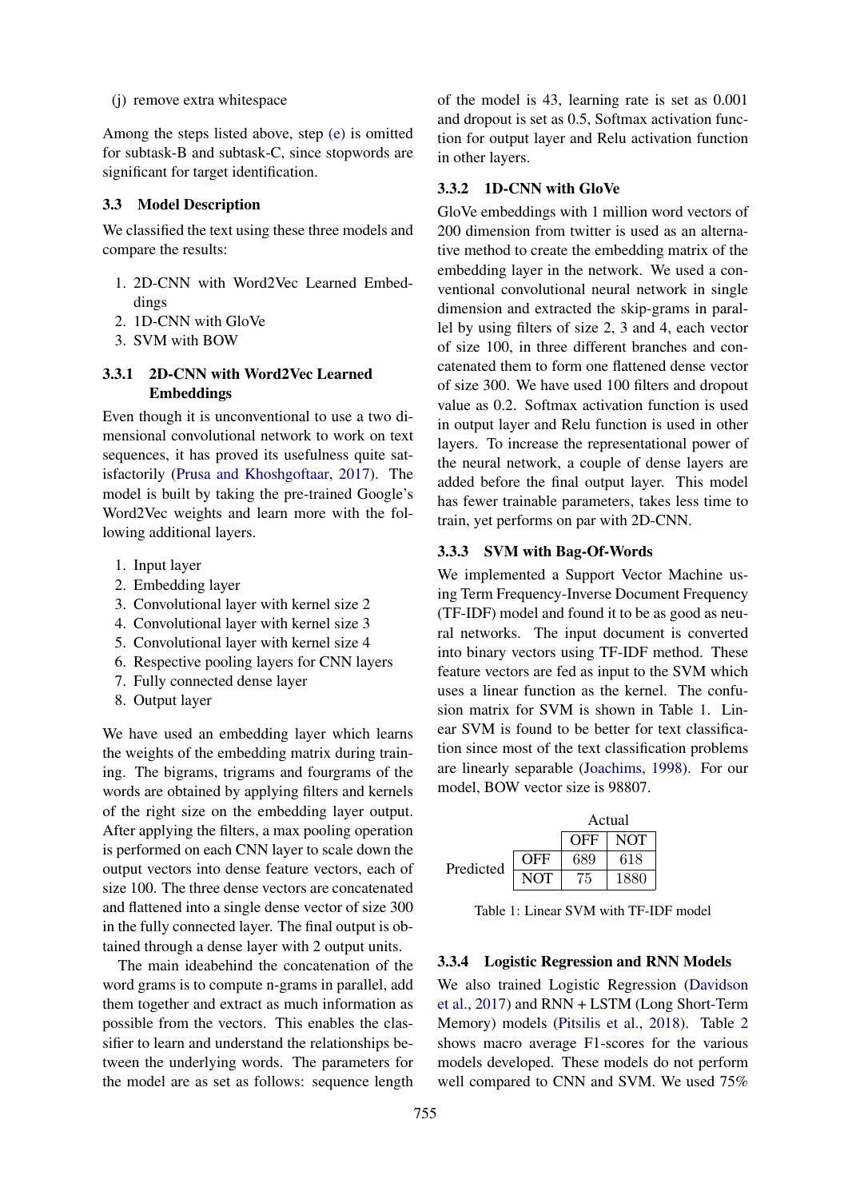(j) remove extra whitespace

Among the steps listed above, step (e) is omitted for subtask-B and subtask-C, since stopwords are significant for target identification.

### 3.3 Model Description

We classified the text using these three models and compare the results:

1. 2D-CNN with Word2Vec Learned Embeddings
2. 1D-CNN with GloVe
3. SVM with BOW

#### 3.3.1 2D-CNN with Word2Vec Learned Embeddings

Even though it is unconventional to use a two dimensional convolutional network to work on text sequences, it has proved its usefulness quite satisfactorily (Prusa and Khoshgoftaar, 2017). The model is built by taking the pre-trained Google's Word2Vec weights and learn more with the following additional layers.

1. Input layer
2. Embedding layer
3. Convolutional layer with kernel size 2
4. Convolutional layer with kernel size 3
5. Convolutional layer with kernel size 4
6. Respective pooling layers for CNN layers
7. Fully connected dense layer
8. Output layer

We have used an embedding layer which learns the weights of the embedding matrix during training. The bigrams, trigrams and fourgrams of the words are obtained by applying filters and kernels of the right size on the embedding layer output. After applying the filters, a max pooling operation is performed on each CNN layer to scale down the output vectors into dense feature vectors, each of size 100. The three dense vectors are concatenated and flattened into a single dense vector of size 300 in the fully connected layer. The final output is obtained through a dense layer with 2 output units.

The main ideabehind the concatenation of the word grams is to compute n-grams in parallel, add them together and extract as much information as possible from the vectors. This enables the classifier to learn and understand the relationships between the underlying words. The parameters for the model are as set as follows: sequence length of the model is 43, learning rate is set as 0.001 and dropout is set as 0.5, Softmax activation function for output layer and Relu activation function in other layers.

#### 3.3.2 1D-CNN with GloVe

GloVe embeddings with 1 million word vectors of 200 dimension from twitter is used as an alternative method to create the embedding matrix of the embedding layer in the network. We used a conventional convolutional neural network in single dimension and extracted the skip-grams in parallel by using filters of size 2, 3 and 4, each vector of size 100, in three different branches and concatenated them to form one flattened dense vector of size 300. We have used 100 filters and dropout value as 0.2. Softmax activation function is used in output layer and Relu function is used in other layers. To increase the representational power of the neural network, a couple of dense layers are added before the final output layer. This model has fewer trainable parameters, takes less time to train, yet performs on par with 2D-CNN.

#### 3.3.3 SVM with Bag-Of-Words

We implemented a Support Vector Machine using Term Frequency-Inverse Document Frequency (TF-IDF) model and found it to be as good as neural networks. The input document is converted into binary vectors using TF-IDF method. These feature vectors are fed as input to the SVM which uses a linear function as the kernel. The confusion matrix for SVM is shown in Table 1. Linear SVM is found to be better for text classification since most of the text classification problems are linearly separable (Joachims, 1998). For our model, BOW vector size is 98807.

| | | Actual | |
|---|---|---|---|
| | | OFF | NOT |
| Predicted | OFF | 689 | 618 |
| | NOT | 75 | 1880 |

Table 1: Linear SVM with TF-IDF model

#### 3.3.4 Logistic Regression and RNN Models

We also trained Logistic Regression (Davidson et al., 2017) and RNN + LSTM (Long Short-Term Memory) models (Pitsilis et al., 2018). Table 2 shows macro average F1-scores for the various models developed. These models do not perform well compared to CNN and SVM. We used 75%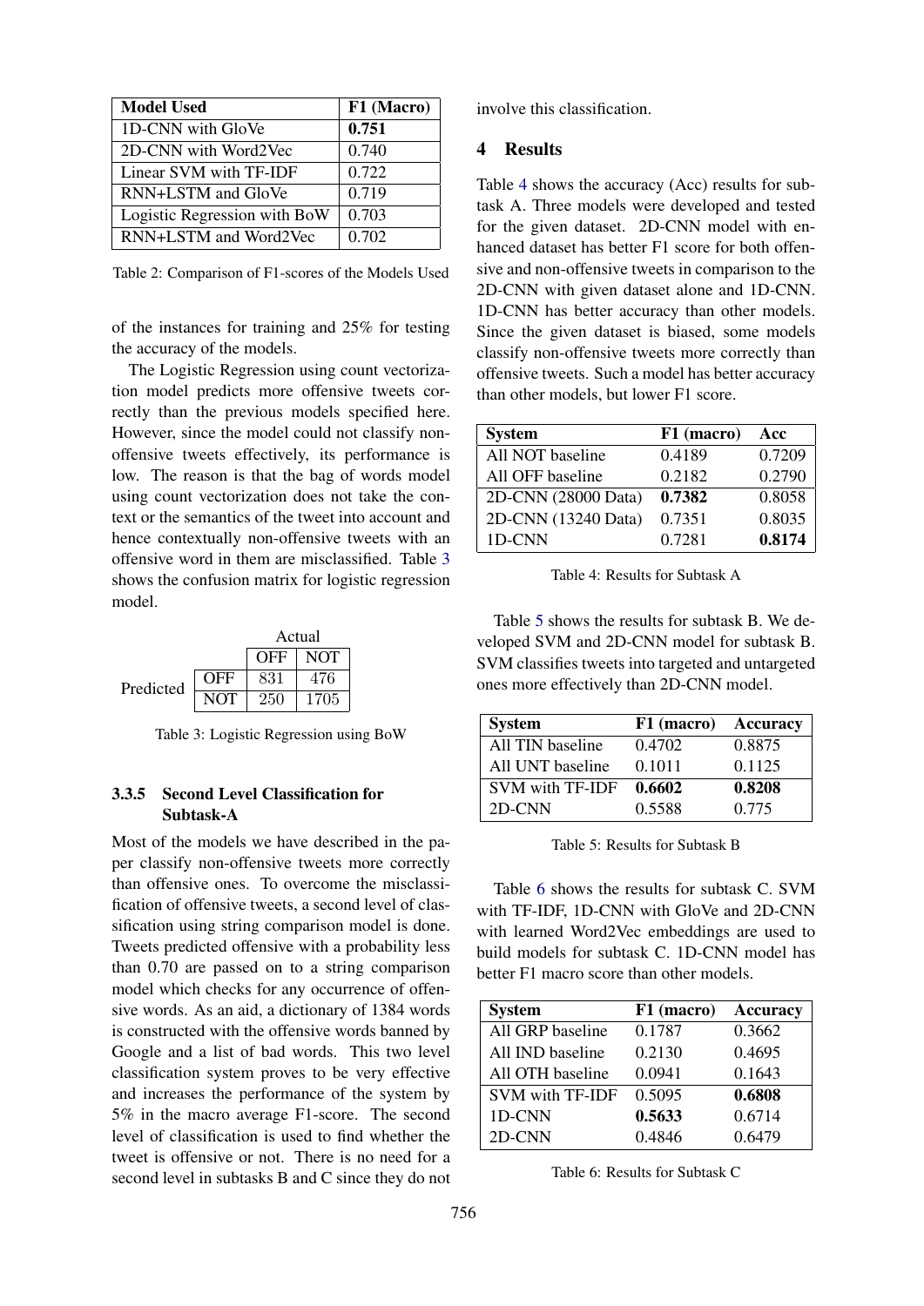| Model Used | F1 (Macro) |
|---|---|
| 1D-CNN with GloVe | **0.751** |
| 2D-CNN with Word2Vec | 0.740 |
| Linear SVM with TF-IDF | 0.722 |
| RNN+LSTM and GloVe | 0.719 |
| Logistic Regression with BoW | 0.703 |
| RNN+LSTM and Word2Vec | 0.702 |

Table 2: Comparison of F1-scores of the Models Used

of the instances for training and 25% for testing the accuracy of the models.

The Logistic Regression using count vectorization model predicts more offensive tweets correctly than the previous models specified here. However, since the model could not classify non-offensive tweets effectively, its performance is low. The reason is that the bag of words model using count vectorization does not take the context or the semantics of the tweet into account and hence contextually non-offensive tweets with an offensive word in them are misclassified. Table 3 shows the confusion matrix for logistic regression model.

| | | Actual | |
|---|---|---|---|
| | | OFF | NOT |
| Predicted | OFF | 831 | 476 |
| | NOT | 250 | 1705 |

Table 3: Logistic Regression using BoW

### 3.3.5 Second Level Classification for Subtask-A

Most of the models we have described in the paper classify non-offensive tweets more correctly than offensive ones. To overcome the misclassification of offensive tweets, a second level of classification using string comparison model is done. Tweets predicted offensive with a probability less than 0.70 are passed on to a string comparison model which checks for any occurrence of offensive words. As an aid, a dictionary of 1384 words is constructed with the offensive words banned by Google and a list of bad words. This two level classification system proves to be very effective and increases the performance of the system by 5% in the macro average F1-score. The second level of classification is used to find whether the tweet is offensive or not. There is no need for a second level in subtasks B and C since they do not involve this classification.

## 4 Results

Table 4 shows the accuracy (Acc) results for subtask A. Three models were developed and tested for the given dataset. 2D-CNN model with enhanced dataset has better F1 score for both offensive and non-offensive tweets in comparison to the 2D-CNN with given dataset alone and 1D-CNN. 1D-CNN has better accuracy than other models. Since the given dataset is biased, some models classify non-offensive tweets more correctly than offensive tweets. Such a model has better accuracy than other models, but lower F1 score.

| System | F1 (macro) | Acc |
|---|---|---|
| All NOT baseline | 0.4189 | 0.7209 |
| All OFF baseline | 0.2182 | 0.2790 |
| 2D-CNN (28000 Data) | **0.7382** | 0.8058 |
| 2D-CNN (13240 Data) | 0.7351 | 0.8035 |
| 1D-CNN | 0.7281 | **0.8174** |

Table 4: Results for Subtask A

Table 5 shows the results for subtask B. We developed SVM and 2D-CNN model for subtask B. SVM classifies tweets into targeted and untargeted ones more effectively than 2D-CNN model.

| System | F1 (macro) | Accuracy |
|---|---|---|
| All TIN baseline | 0.4702 | 0.8875 |
| All UNT baseline | 0.1011 | 0.1125 |
| SVM with TF-IDF | **0.6602** | **0.8208** |
| 2D-CNN | 0.5588 | 0.775 |

Table 5: Results for Subtask B

Table 6 shows the results for subtask C. SVM with TF-IDF, 1D-CNN with GloVe and 2D-CNN with learned Word2Vec embeddings are used to build models for subtask C. 1D-CNN model has better F1 macro score than other models.

| System | F1 (macro) | Accuracy |
|---|---|---|
| All GRP baseline | 0.1787 | 0.3662 |
| All IND baseline | 0.2130 | 0.4695 |
| All OTH baseline | 0.0941 | 0.1643 |
| SVM with TF-IDF | 0.5095 | **0.6808** |
| 1D-CNN | **0.5633** | 0.6714 |
| 2D-CNN | 0.4846 | 0.6479 |

Table 6: Results for Subtask C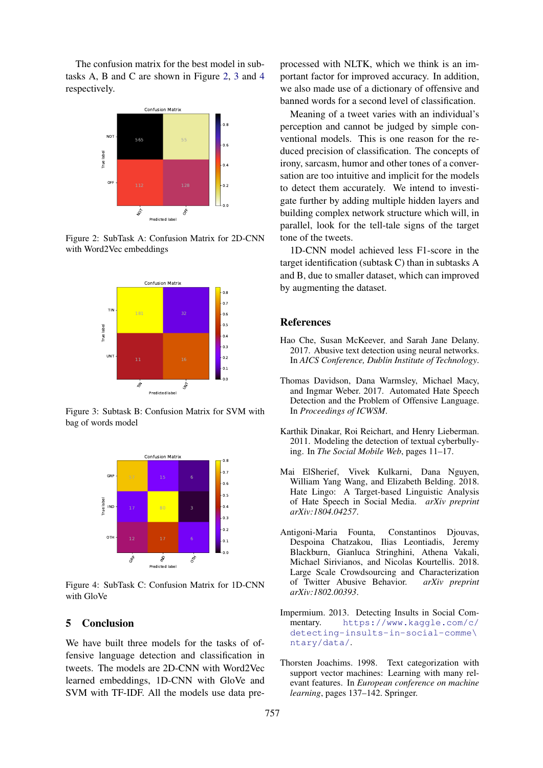The confusion matrix for the best model in subtasks A, B and C are shown in Figure 2, 3 and 4 respectively.

Figure 2: SubTask A: Confusion Matrix for 2D-CNN with Word2Vec embeddings

Figure 3: Subtask B: Confusion Matrix for SVM with bag of words model

Figure 4: SubTask C: Confusion Matrix for 1D-CNN with GloVe

## 5 Conclusion

We have built three models for the tasks of offensive language detection and classification in tweets. The models are 2D-CNN with Word2Vec learned embeddings, 1D-CNN with GloVe and SVM with TF-IDF. All the models use data processed with NLTK, which we think is an important factor for improved accuracy. In addition, we also made use of a dictionary of offensive and banned words for a second level of classification.

Meaning of a tweet varies with an individual's perception and cannot be judged by simple conventional models. This is one reason for the reduced precision of classification. The concepts of irony, sarcasm, humor and other tones of a conversation are too intuitive and implicit for the models to detect them accurately. We intend to investigate further by adding multiple hidden layers and building complex network structure which will, in parallel, look for the tell-tale signs of the target tone of the tweets.

1D-CNN model achieved less F1-score in the target identification (subtask C) than in subtasks A and B, due to smaller dataset, which can improved by augmenting the dataset.

## References

Hao Che, Susan McKeever, and Sarah Jane Delany. 2017. Abusive text detection using neural networks. In *AICS Conference, Dublin Institute of Technology*.

Thomas Davidson, Dana Warmsley, Michael Macy, and Ingmar Weber. 2017. Automated Hate Speech Detection and the Problem of Offensive Language. In *Proceedings of ICWSM*.

Karthik Dinakar, Roi Reichart, and Henry Lieberman. 2011. Modeling the detection of textual cyberbullying. In *The Social Mobile Web*, pages 11–17.

Mai ElSherief, Vivek Kulkarni, Dana Nguyen, William Yang Wang, and Elizabeth Belding. 2018. Hate Lingo: A Target-based Linguistic Analysis of Hate Speech in Social Media. *arXiv preprint arXiv:1804.04257*.

Antigoni-Maria Founta, Constantinos Djouvas, Despoina Chatzakou, Ilias Leontiadis, Jeremy Blackburn, Gianluca Stringhini, Athena Vakali, Michael Sirivianos, and Nicolas Kourtellis. 2018. Large Scale Crowdsourcing and Characterization of Twitter Abusive Behavior. *arXiv preprint arXiv:1802.00393*.

Impermium. 2013. Detecting Insults in Social Commentary. https://www.kaggle.com/c/detecting-insults-in-social-comme\ntary/data/.

Thorsten Joachims. 1998. Text categorization with support vector machines: Learning with many relevant features. In *European conference on machine learning*, pages 137–142. Springer.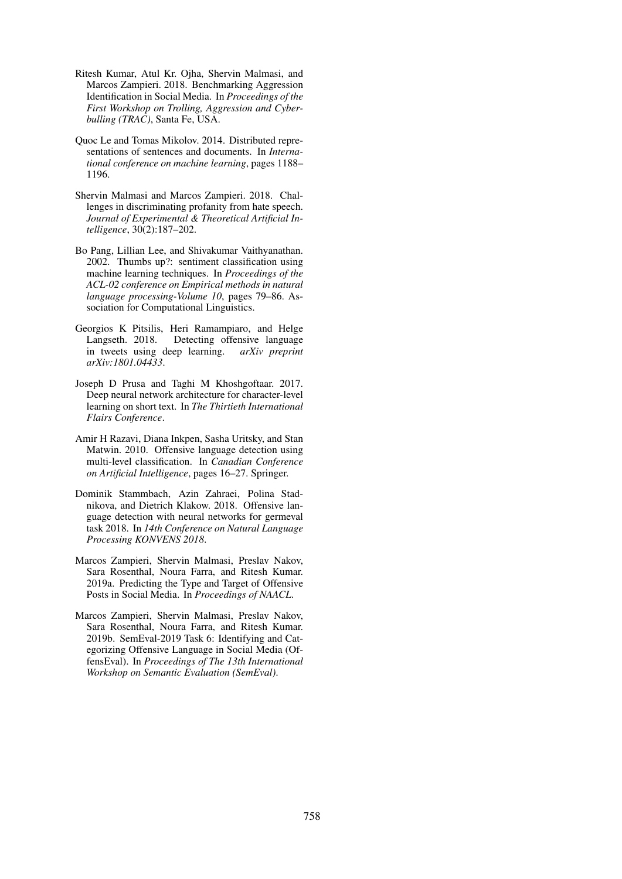Ritesh Kumar, Atul Kr. Ojha, Shervin Malmasi, and Marcos Zampieri. 2018. Benchmarking Aggression Identification in Social Media. In *Proceedings of the First Workshop on Trolling, Aggression and Cyberbulling (TRAC)*, Santa Fe, USA.

Quoc Le and Tomas Mikolov. 2014. Distributed representations of sentences and documents. In *International conference on machine learning*, pages 1188–1196.

Shervin Malmasi and Marcos Zampieri. 2018. Challenges in discriminating profanity from hate speech. *Journal of Experimental & Theoretical Artificial Intelligence*, 30(2):187–202.

Bo Pang, Lillian Lee, and Shivakumar Vaithyanathan. 2002. Thumbs up?: sentiment classification using machine learning techniques. In *Proceedings of the ACL-02 conference on Empirical methods in natural language processing-Volume 10*, pages 79–86. Association for Computational Linguistics.

Georgios K Pitsilis, Heri Ramampiaro, and Helge Langseth. 2018. Detecting offensive language in tweets using deep learning. *arXiv preprint arXiv:1801.04433*.

Joseph D Prusa and Taghi M Khoshgoftaar. 2017. Deep neural network architecture for character-level learning on short text. In *The Thirtieth International Flairs Conference*.

Amir H Razavi, Diana Inkpen, Sasha Uritsky, and Stan Matwin. 2010. Offensive language detection using multi-level classification. In *Canadian Conference on Artificial Intelligence*, pages 16–27. Springer.

Dominik Stammbach, Azin Zahraei, Polina Stadnikova, and Dietrich Klakow. 2018. Offensive language detection with neural networks for germeval task 2018. In *14th Conference on Natural Language Processing KONVENS 2018*.

Marcos Zampieri, Shervin Malmasi, Preslav Nakov, Sara Rosenthal, Noura Farra, and Ritesh Kumar. 2019a. Predicting the Type and Target of Offensive Posts in Social Media. In *Proceedings of NAACL*.

Marcos Zampieri, Shervin Malmasi, Preslav Nakov, Sara Rosenthal, Noura Farra, and Ritesh Kumar. 2019b. SemEval-2019 Task 6: Identifying and Categorizing Offensive Language in Social Media (OffensEval). In *Proceedings of The 13th International Workshop on Semantic Evaluation (SemEval)*.